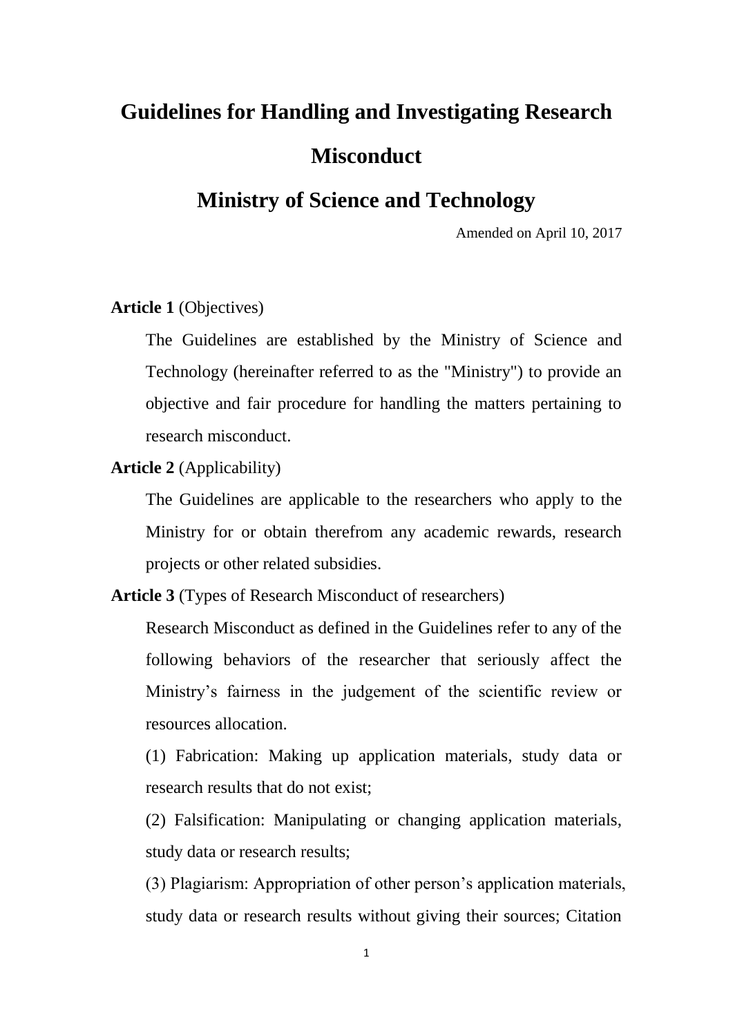# Guidelines for Handling and Investigating Research Misconduct

## Ministry of Science and Technology

Amended on April 10, 2017

**Article 1** (Objectives)

The Guidelines are established by the Ministry of Science and Technology (hereinafter referred to as the "Ministry") to provide an objective and fair procedure for handling the matters pertaining to research misconduct.

**Article 2** (Applicability)

The Guidelines are applicable to the researchers who apply to the Ministry for or obtain therefrom any academic rewards, research projects or other related subsidies.

**Article 3** (Types of Research Misconduct of researchers)

Research Misconduct as defined in the Guidelines refer to any of the following behaviors of the researcher that seriously affect the Ministry's fairness in the judgement of the scientific review or resources allocation.

(1) Fabrication: Making up application materials, study data or research results that do not exist;

(2) Falsification: Manipulating or changing application materials, study data or research results;

(3) Plagiarism: Appropriation of other person's application materials, study data or research results without giving their sources; Citation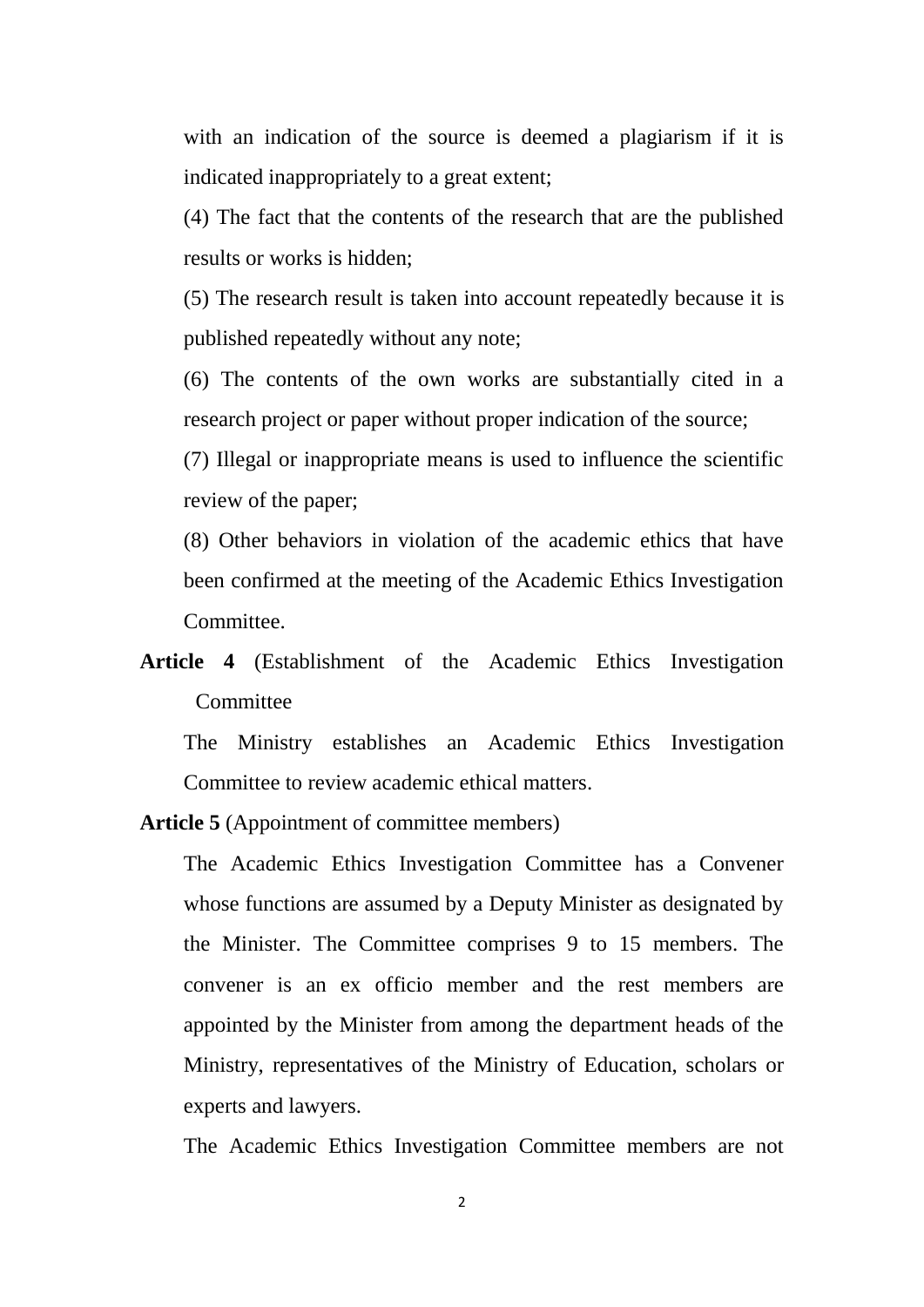with an indication of the source is deemed a plagiarism if it is indicated inappropriately to a great extent;

(4) The fact that the contents of the research that are the published results or works is hidden;

(5) The research result is taken into account repeatedly because it is published repeatedly without any note;

(6) The contents of the own works are substantially cited in a research project or paper without proper indication of the source;

(7) Illegal or inappropriate means is used to influence the scientific review of the paper;

(8) Other behaviors in violation of the academic ethics that have been confirmed at the meeting of the Academic Ethics Investigation Committee.

**Article 4** (Establishment of the Academic Ethics Investigation Committee

The Ministry establishes an Academic Ethics Investigation Committee to review academic ethical matters.

**Article 5** (Appointment of committee members)

The Academic Ethics Investigation Committee has a Convener whose functions are assumed by a Deputy Minister as designated by the Minister. The Committee comprises 9 to 15 members. The convener is an ex officio member and the rest members are appointed by the Minister from among the department heads of the Ministry, representatives of the Ministry of Education, scholars or experts and lawyers.

The Academic Ethics Investigation Committee members are not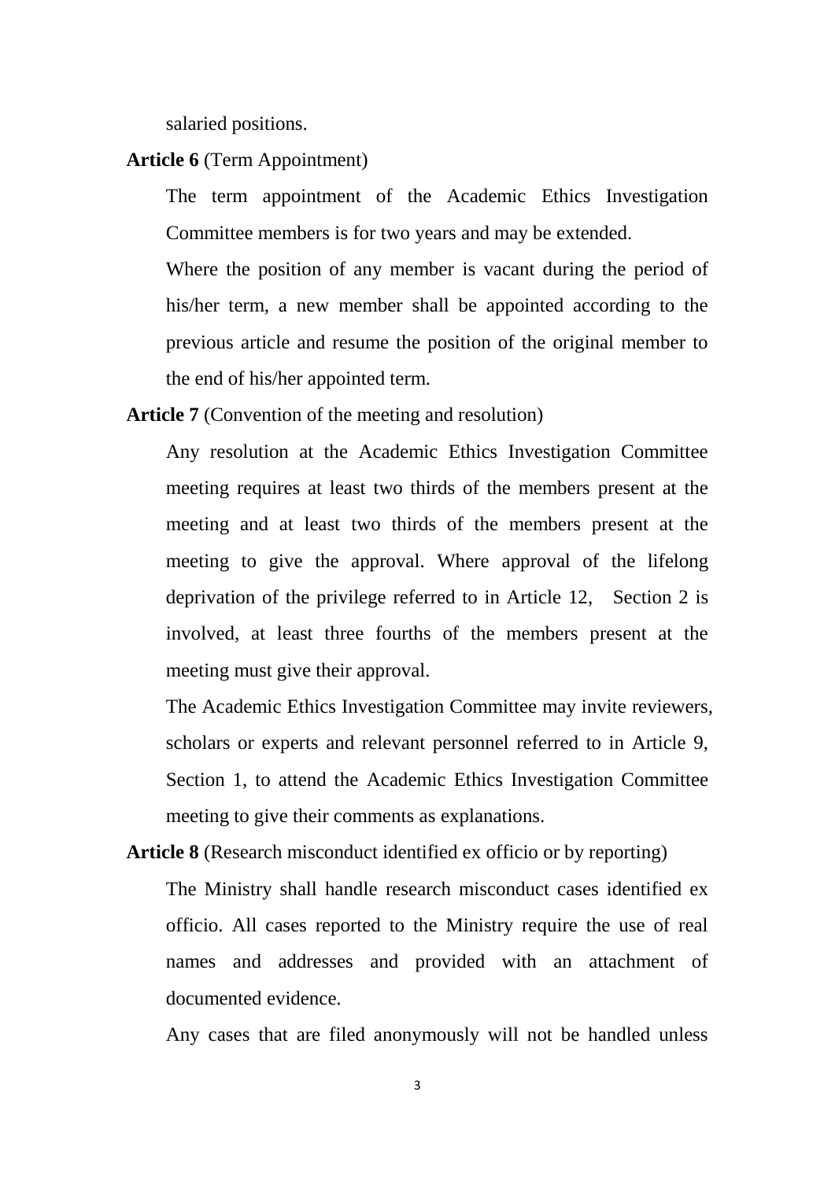salaried positions.

**Article 6** (Term Appointment)

The term appointment of the Academic Ethics Investigation Committee members is for two years and may be extended.

Where the position of any member is vacant during the period of his/her term, a new member shall be appointed according to the previous article and resume the position of the original member to the end of his/her appointed term.

**Article 7** (Convention of the meeting and resolution)

Any resolution at the Academic Ethics Investigation Committee meeting requires at least two thirds of the members present at the meeting and at least two thirds of the members present at the meeting to give the approval. Where approval of the lifelong deprivation of the privilege referred to in Article 12, Section 2 is involved, at least three fourths of the members present at the meeting must give their approval.

The Academic Ethics Investigation Committee may invite reviewers, scholars or experts and relevant personnel referred to in Article 9, Section 1, to attend the Academic Ethics Investigation Committee meeting to give their comments as explanations.

**Article 8** (Research misconduct identified ex officio or by reporting)

The Ministry shall handle research misconduct cases identified ex officio. All cases reported to the Ministry require the use of real names and addresses and provided with an attachment of documented evidence.

Any cases that are filed anonymously will not be handled unless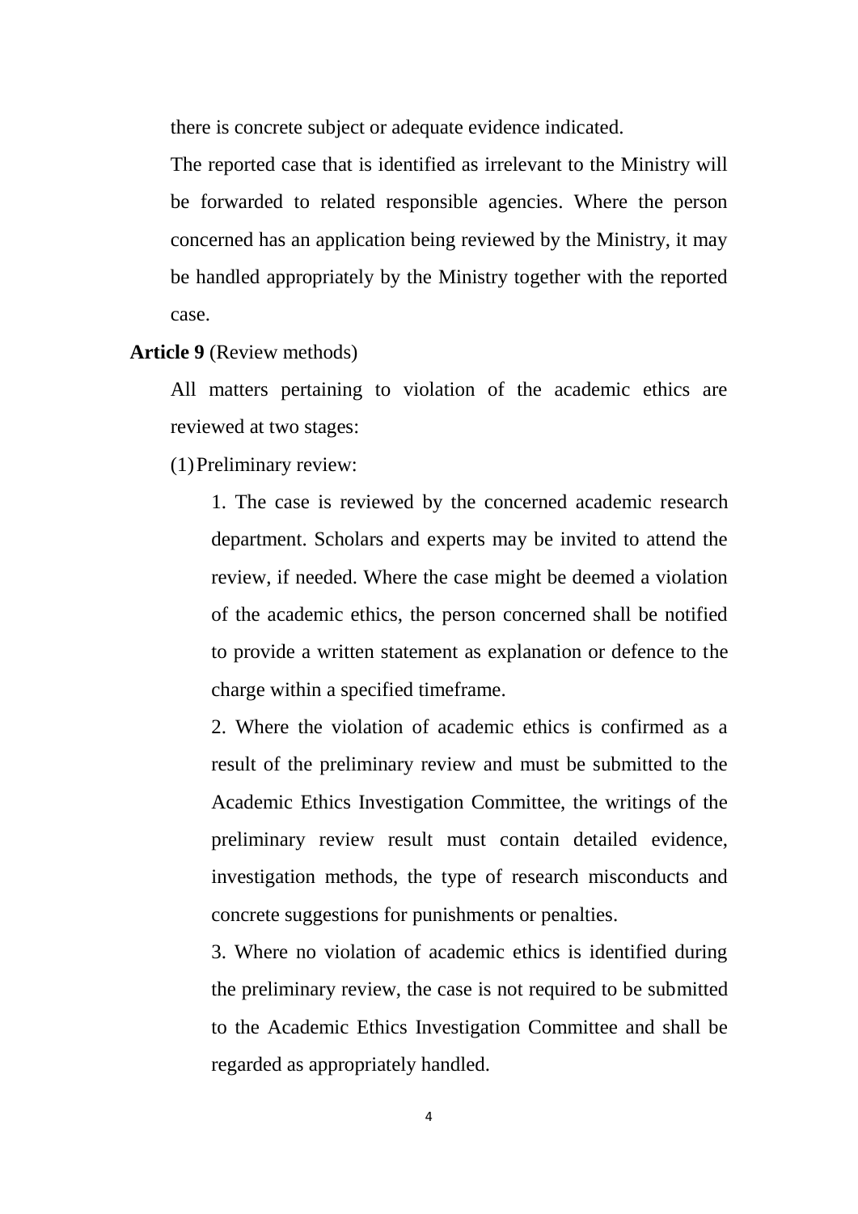there is concrete subject or adequate evidence indicated.

The reported case that is identified as irrelevant to the Ministry will be forwarded to related responsible agencies. Where the person concerned has an application being reviewed by the Ministry, it may be handled appropriately by the Ministry together with the reported case.

**Article 9** (Review methods)

All matters pertaining to violation of the academic ethics are reviewed at two stages:

(1) Preliminary review:

1. The case is reviewed by the concerned academic research department. Scholars and experts may be invited to attend the review, if needed. Where the case might be deemed a violation of the academic ethics, the person concerned shall be notified to provide a written statement as explanation or defence to the charge within a specified timeframe.

2. Where the violation of academic ethics is confirmed as a result of the preliminary review and must be submitted to the Academic Ethics Investigation Committee, the writings of the preliminary review result must contain detailed evidence, investigation methods, the type of research misconducts and concrete suggestions for punishments or penalties.

3. Where no violation of academic ethics is identified during the preliminary review, the case is not required to be submitted to the Academic Ethics Investigation Committee and shall be regarded as appropriately handled.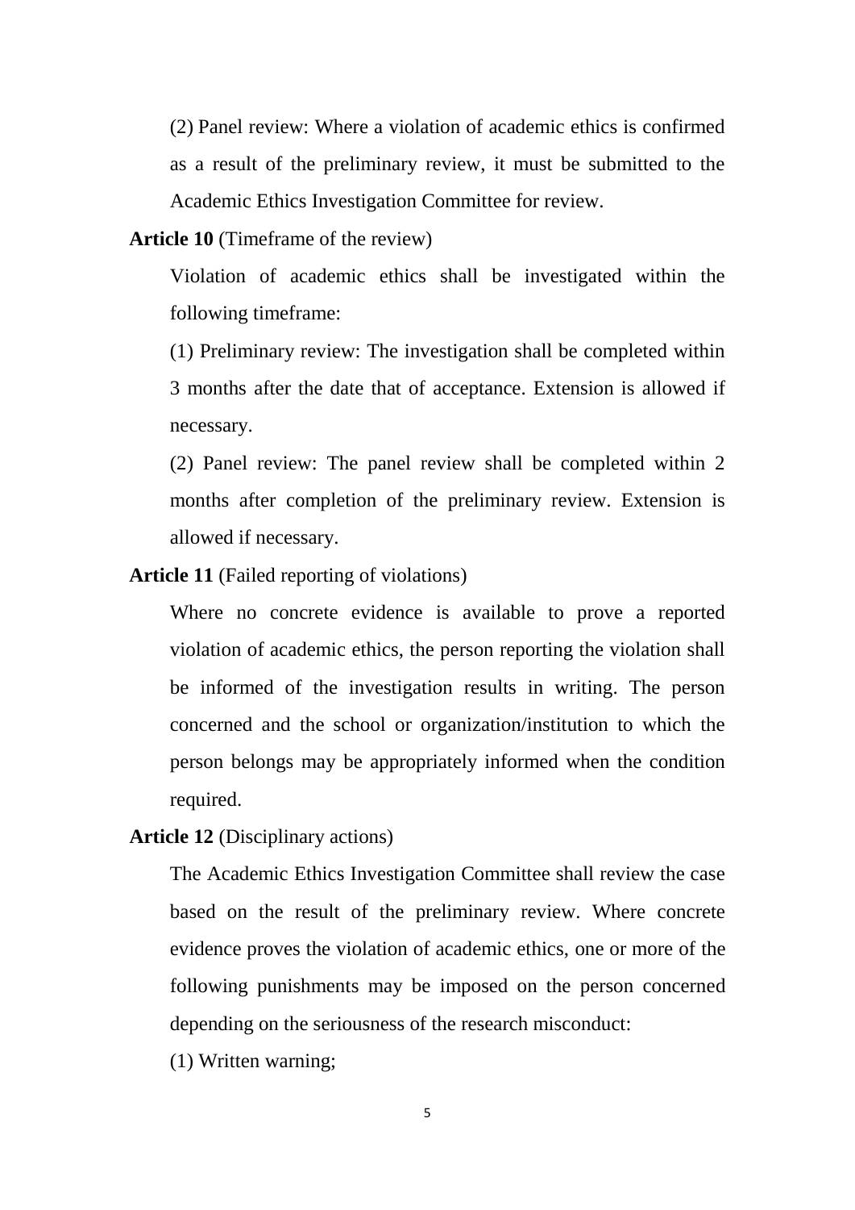(2) Panel review: Where a violation of academic ethics is confirmed as a result of the preliminary review, it must be submitted to the Academic Ethics Investigation Committee for review.

**Article 10** (Timeframe of the review)

Violation of academic ethics shall be investigated within the following timeframe:

(1) Preliminary review: The investigation shall be completed within 3 months after the date that of acceptance. Extension is allowed if necessary.

(2) Panel review: The panel review shall be completed within 2 months after completion of the preliminary review. Extension is allowed if necessary.

**Article 11** (Failed reporting of violations)

Where no concrete evidence is available to prove a reported violation of academic ethics, the person reporting the violation shall be informed of the investigation results in writing. The person concerned and the school or organization/institution to which the person belongs may be appropriately informed when the condition required.

**Article 12** (Disciplinary actions)

The Academic Ethics Investigation Committee shall review the case based on the result of the preliminary review. Where concrete evidence proves the violation of academic ethics, one or more of the following punishments may be imposed on the person concerned depending on the seriousness of the research misconduct:

(1) Written warning;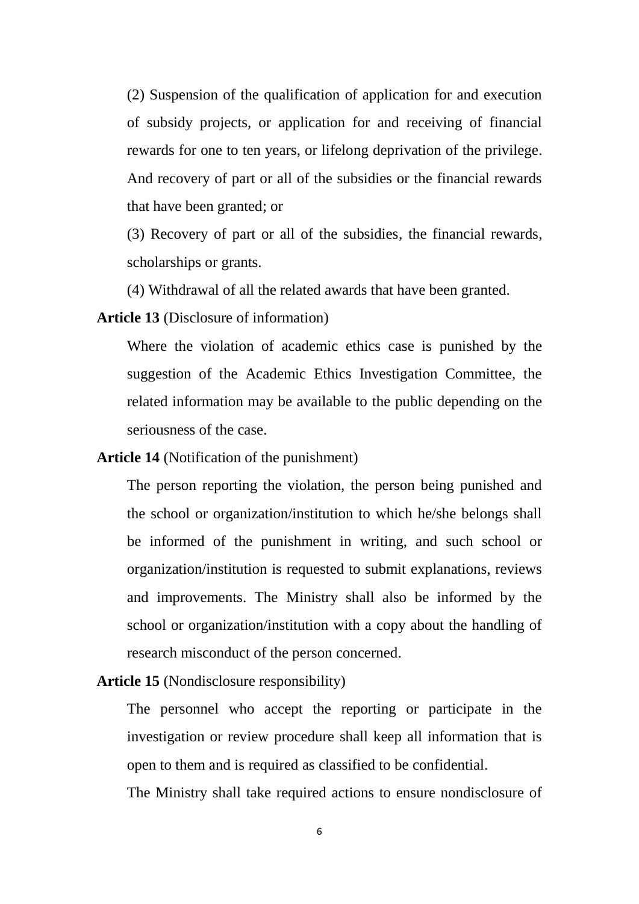(2) Suspension of the qualification of application for and execution of subsidy projects, or application for and receiving of financial rewards for one to ten years, or lifelong deprivation of the privilege. And recovery of part or all of the subsidies or the financial rewards that have been granted; or

(3) Recovery of part or all of the subsidies, the financial rewards, scholarships or grants.

(4) Withdrawal of all the related awards that have been granted.

**Article 13** (Disclosure of information)

Where the violation of academic ethics case is punished by the suggestion of the Academic Ethics Investigation Committee, the related information may be available to the public depending on the seriousness of the case.

**Article 14** (Notification of the punishment)

The person reporting the violation, the person being punished and the school or organization/institution to which he/she belongs shall be informed of the punishment in writing, and such school or organization/institution is requested to submit explanations, reviews and improvements. The Ministry shall also be informed by the school or organization/institution with a copy about the handling of research misconduct of the person concerned.

**Article 15** (Nondisclosure responsibility)

The personnel who accept the reporting or participate in the investigation or review procedure shall keep all information that is open to them and is required as classified to be confidential.

The Ministry shall take required actions to ensure nondisclosure of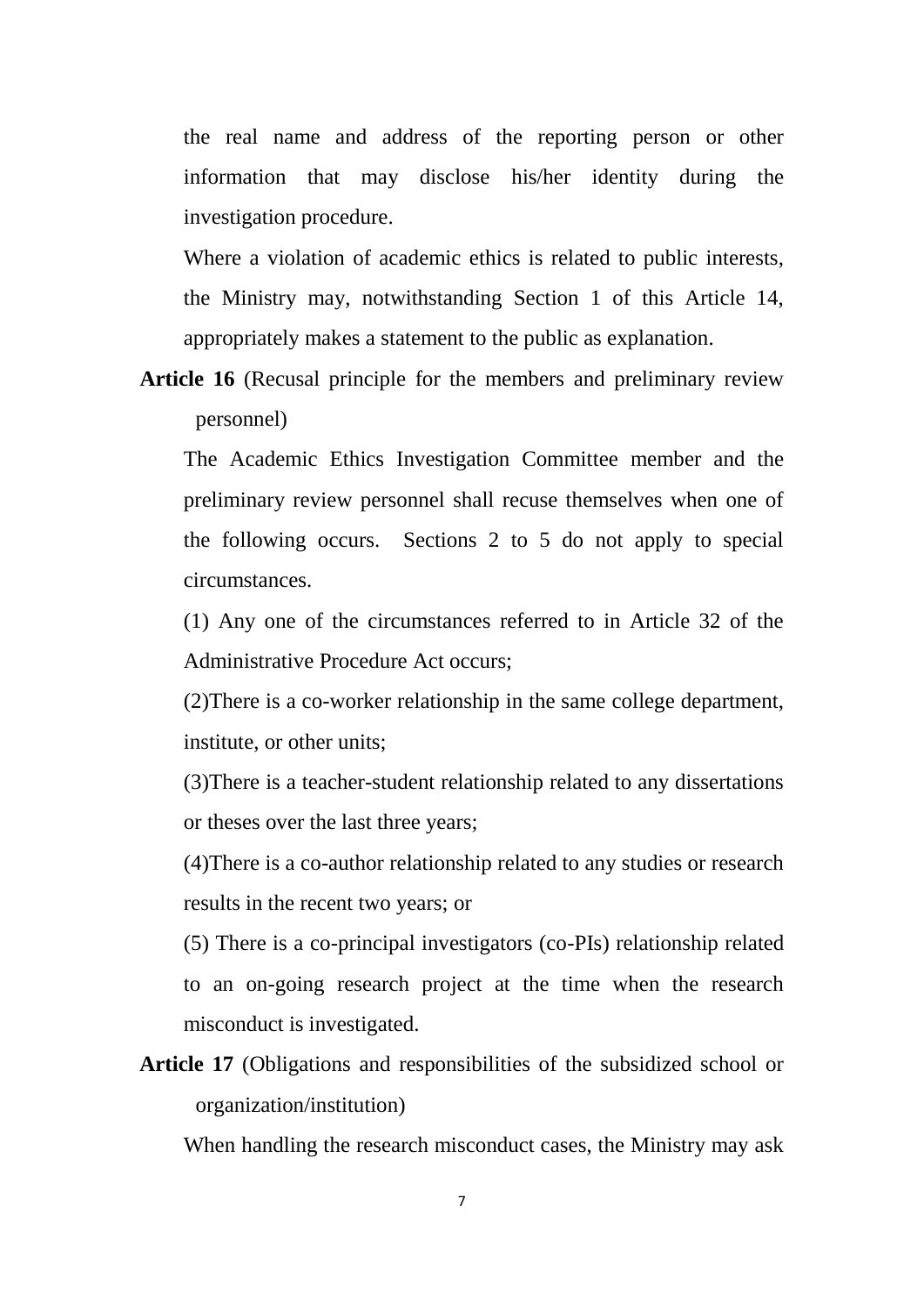the real name and address of the reporting person or other information that may disclose his/her identity during the investigation procedure.

Where a violation of academic ethics is related to public interests, the Ministry may, notwithstanding Section 1 of this Article 14, appropriately makes a statement to the public as explanation.

**Article 16** (Recusal principle for the members and preliminary review personnel)

The Academic Ethics Investigation Committee member and the preliminary review personnel shall recuse themselves when one of the following occurs. Sections 2 to 5 do not apply to special circumstances.

(1) Any one of the circumstances referred to in Article 32 of the Administrative Procedure Act occurs;

(2)There is a co-worker relationship in the same college department, institute, or other units;

(3)There is a teacher-student relationship related to any dissertations or theses over the last three years;

(4)There is a co-author relationship related to any studies or research results in the recent two years; or

(5) There is a co-principal investigators (co-PIs) relationship related to an on-going research project at the time when the research misconduct is investigated.

**Article 17** (Obligations and responsibilities of the subsidized school or organization/institution)

When handling the research misconduct cases, the Ministry may ask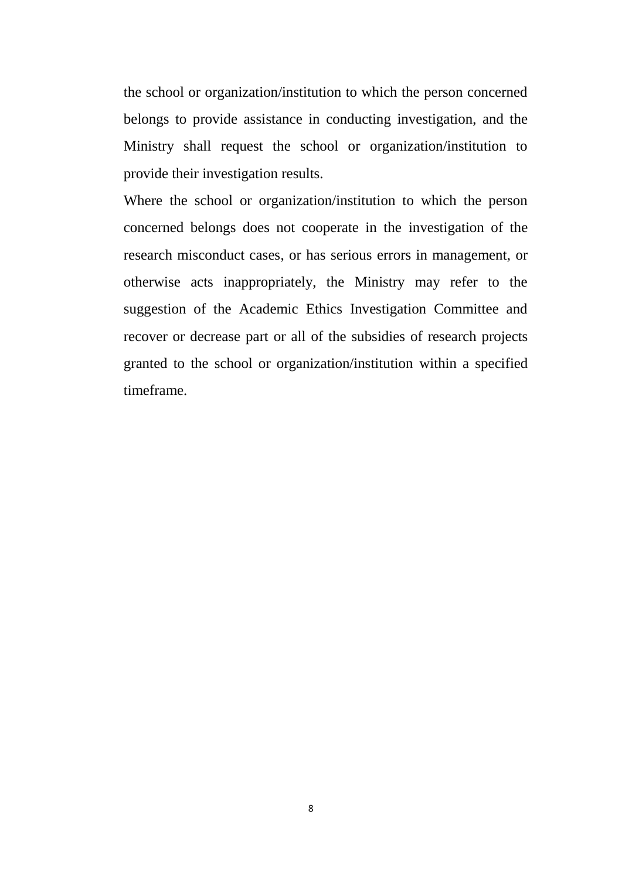the school or organization/institution to which the person concerned belongs to provide assistance in conducting investigation, and the Ministry shall request the school or organization/institution to provide their investigation results.

Where the school or organization/institution to which the person concerned belongs does not cooperate in the investigation of the research misconduct cases, or has serious errors in management, or otherwise acts inappropriately, the Ministry may refer to the suggestion of the Academic Ethics Investigation Committee and recover or decrease part or all of the subsidies of research projects granted to the school or organization/institution within a specified timeframe.